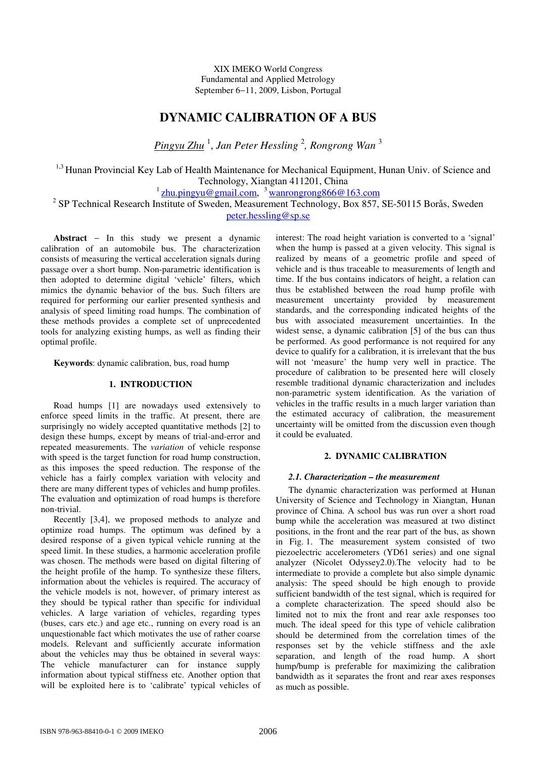XIX IMEKO World Congress
Fundamental and Applied Metrology
September 6−11, 2009, Lisbon, Portugal

# DYNAMIC CALIBRATION OF A BUS

*Pingyu Zhu* [1], *Jan Peter Hessling* [2], *Rongrong Wan* [3]

[1,3] Hunan Provincial Key Lab of Health Maintenance for Mechanical Equipment, Hunan Univ. of Science and Technology, Xiangtan 411201, China
[1] zhu.pingyu@gmail.com, [3] wanrongrong866@163.com
[2] SP Technical Research Institute of Sweden, Measurement Technology, Box 857, SE-50115 Borås, Sweden
peter.hessling@sp.se

**Abstract** − In this study we present a dynamic calibration of an automobile bus. The characterization consists of measuring the vertical acceleration signals during passage over a short bump. Non-parametric identification is then adopted to determine digital 'vehicle' filters, which mimics the dynamic behavior of the bus. Such filters are required for performing our earlier presented synthesis and analysis of speed limiting road humps. The combination of these methods provides a complete set of unprecedented tools for analyzing existing humps, as well as finding their optimal profile.

**Keywords**: dynamic calibration, bus, road hump

## 1. INTRODUCTION

Road humps [1] are nowadays used extensively to enforce speed limits in the traffic. At present, there are surprisingly no widely accepted quantitative methods [2] to design these humps, except by means of trial-and-error and repeated measurements. The *variation* of vehicle response with speed is the target function for road hump construction, as this imposes the speed reduction. The response of the vehicle has a fairly complex variation with velocity and there are many different types of vehicles and hump profiles. The evaluation and optimization of road humps is therefore non-trivial.

Recently [3,4], we proposed methods to analyze and optimize road humps. The optimum was defined by a desired response of a given typical vehicle running at the speed limit. In these studies, a harmonic acceleration profile was chosen. The methods were based on digital filtering of the height profile of the hump. To synthesize these filters, information about the vehicles is required. The accuracy of the vehicle models is not, however, of primary interest as they should be typical rather than specific for individual vehicles. A large variation of vehicles, regarding types (buses, cars etc.) and age etc., running on every road is an unquestionable fact which motivates the use of rather coarse models. Relevant and sufficiently accurate information about the vehicles may thus be obtained in several ways: The vehicle manufacturer can for instance supply information about typical stiffness etc. Another option that will be exploited here is to 'calibrate' typical vehicles of interest: The road height variation is converted to a 'signal' when the hump is passed at a given velocity. This signal is realized by means of a geometric profile and speed of vehicle and is thus traceable to measurements of length and time. If the bus contains indicators of height, a relation can thus be established between the road hump profile with measurement uncertainty provided by measurement standards, and the corresponding indicated heights of the bus with associated measurement uncertainties. In the widest sense, a dynamic calibration [5] of the bus can thus be performed. As good performance is not required for any device to qualify for a calibration, it is irrelevant that the bus will not 'measure' the hump very well in practice. The procedure of calibration to be presented here will closely resemble traditional dynamic characterization and includes non-parametric system identification. As the variation of vehicles in the traffic results in a much larger variation than the estimated accuracy of calibration, the measurement uncertainty will be omitted from the discussion even though it could be evaluated.

## 2. DYNAMIC CALIBRATION

### *2.1. Characterization – the measurement*

The dynamic characterization was performed at Hunan University of Science and Technology in Xiangtan, Hunan province of China. A school bus was run over a short road bump while the acceleration was measured at two distinct positions, in the front and the rear part of the bus, as shown in Fig. 1. The measurement system consisted of two piezoelectric accelerometers (YD61 series) and one signal analyzer (Nicolet Odyssey2.0).The velocity had to be intermediate to provide a complete but also simple dynamic analysis: The speed should be high enough to provide sufficient bandwidth of the test signal, which is required for a complete characterization. The speed should also be limited not to mix the front and rear axle responses too much. The ideal speed for this type of vehicle calibration should be determined from the correlation times of the responses set by the vehicle stiffness and the axle separation, and length of the road hump. A short hump/bump is preferable for maximizing the calibration bandwidth as it separates the front and rear axes responses as much as possible.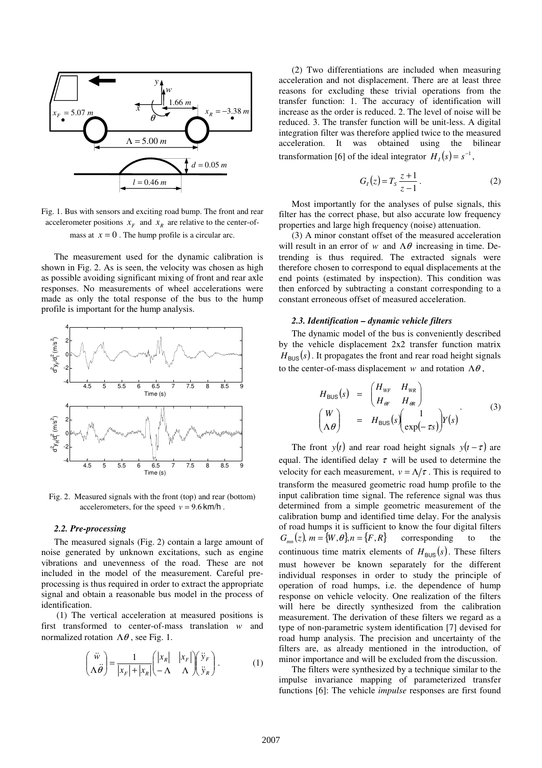Fig. 1. Bus with sensors and exciting road bump. The front and rear accelerometer positions $x_F$ and $x_R$ are relative to the center-of-mass at $x = 0$. The hump profile is a circular arc.

The measurement used for the dynamic calibration is shown in Fig. 2. As is seen, the velocity was chosen as high as possible avoiding significant mixing of front and rear axle responses. No measurements of wheel accelerations were made as only the total response of the bus to the hump profile is important for the hump analysis.

Fig. 2. Measured signals with the front (top) and rear (bottom) accelerometers, for the speed $v = 9.6$ km/h .

### 2.2. Pre-processing

The measured signals (Fig. 2) contain a large amount of noise generated by unknown excitations, such as engine vibrations and unevenness of the road. These are not included in the model of the measurement. Careful pre-processing is thus required in order to extract the appropriate signal and obtain a reasonable bus model in the process of identification.

(1) The vertical acceleration at measured positions is first transformed to center-of-mass translation $w$ and normalized rotation $\Lambda\theta$, see Fig. 1.

$$\begin{pmatrix} \ddot{w} \\ \Lambda\ddot{\theta} \end{pmatrix} = \frac{1}{|x_F| + |x_R|} \begin{pmatrix} |x_R| & |x_F| \\ -\Lambda & \Lambda \end{pmatrix} \begin{pmatrix} \ddot{y}_F \\ \ddot{y}_R \end{pmatrix}. \tag{1}$$

(2) Two differentiations are included when measuring acceleration and not displacement. There are at least three reasons for excluding these trivial operations from the transfer function: 1. The accuracy of identification will increase as the order is reduced. 2. The level of noise will be reduced. 3. The transfer function will be unit-less. A digital integration filter was therefore applied twice to the measured acceleration. It was obtained using the bilinear transformation [6] of the ideal integrator $H_I(s) = s^{-1}$,

$$G_I(z) = T_S \frac{z+1}{z-1}. \tag{2}$$

Most importantly for the analyses of pulse signals, this filter has the correct phase, but also accurate low frequency properties and large high frequency (noise) attenuation.

(3) A minor constant offset of the measured acceleration will result in an error of $w$ and $\Lambda\theta$ increasing in time. De-trending is thus required. The extracted signals were therefore chosen to correspond to equal displacements at the end points (estimated by inspection). This condition was then enforced by subtracting a constant corresponding to a constant erroneous offset of measured acceleration.

### *2.3. Identification – dynamic vehicle filters*

The dynamic model of the bus is conveniently described by the vehicle displacement 2x2 transfer function matrix $H_{\mathrm{BUS}}(s)$. It propagates the front and rear road height signals to the center-of-mass displacement $w$ and rotation $\Lambda\theta$,

$$\begin{aligned} H_{\mathrm{BUS}}(s) &= \begin{pmatrix} H_{WF} & H_{WR} \\ H_{\theta F} & H_{\theta R} \end{pmatrix} \\ \begin{pmatrix} W \\ \Lambda\theta \end{pmatrix} &= H_{\mathrm{BUS}}(s) \begin{pmatrix} 1 \\ \exp(-\tau s) \end{pmatrix} Y(s) \end{aligned}. \tag{3}$$

The front $y(t)$ and rear road height signals $y(t-\tau)$ are equal. The identified delay $\tau$ will be used to determine the velocity for each measurement, $v = \Lambda/\tau$. This is required to transform the measured geometric road hump profile to the input calibration time signal. The reference signal was thus determined from a simple geometric measurement of the calibration bump and identified time delay. For the analysis of road humps it is sufficient to know the four digital filters $G_{mn}(z), m = \{W, \theta\}, n = \{F, R\}$ corresponding to the continuous time matrix elements of $H_{\mathrm{BUS}}(s)$. These filters must however be known separately for the different individual responses in order to study the principle of operation of road humps, i.e. the dependence of hump response on vehicle velocity. One realization of the filters will here be directly synthesized from the calibration measurement. The derivation of these filters we regard as a type of non-parametric system identification [7] devised for road hump analysis. The precision and uncertainty of the filters are, as already mentioned in the introduction, of minor importance and will be excluded from the discussion.

The filters were synthesized by a technique similar to the impulse invariance mapping of parameterized transfer functions [6]: The vehicle *impulse* responses are first found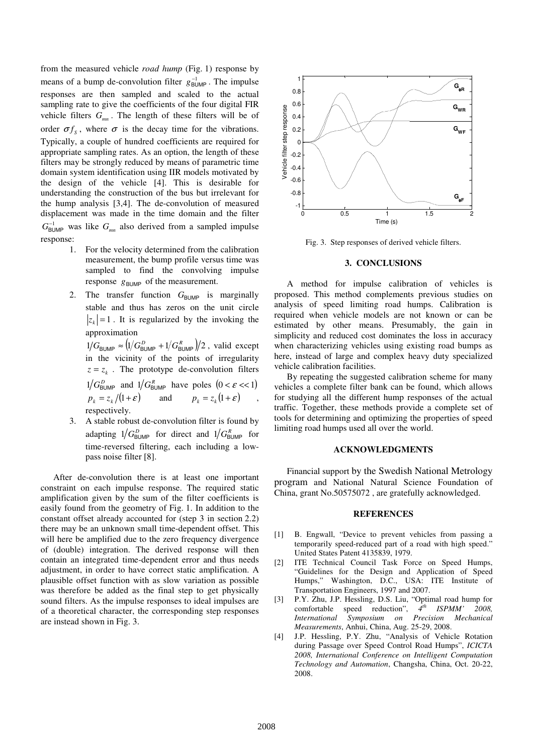from the measured vehicle *road hump* (Fig. 1) response by means of a bump de-convolution filter $g_{\text{BUMP}}^{-1}$. The impulse responses are then sampled and scaled to the actual sampling rate to give the coefficients of the four digital FIR vehicle filters $G_{mn}$. The length of these filters will be of order $\sigma f_S$, where $\sigma$ is the decay time for the vibrations. Typically, a couple of hundred coefficients are required for appropriate sampling rates. As an option, the length of these filters may be strongly reduced by means of parametric time domain system identification using IIR models motivated by the design of the vehicle [4]. This is desirable for understanding the construction of the bus but irrelevant for the hump analysis [3,4]. The de-convolution of measured displacement was made in the time domain and the filter $G_{\text{BUMP}}^{-1}$ was like $G_{mn}$ also derived from a sampled impulse response:

1. For the velocity determined from the calibration measurement, the bump profile versus time was sampled to find the convolving impulse response $g_{\text{BUMP}}$ of the measurement.
2. The transfer function $G_{\text{BUMP}}$ is marginally stable and thus has zeros on the unit circle $|z_k| = 1$. It is regularized by the invoking the approximation $1/G_{\text{BUMP}} \approx \left(1/G_{\text{BUMP}}^{D} + 1/G_{\text{BUMP}}^{R}\right)/2$, valid except in the vicinity of the points of irregularity $z = z_k$. The prototype de-convolution filters $1/G_{\text{BUMP}}^{D}$ and $1/G_{\text{BUMP}}^{R}$ have poles $(0 < \varepsilon << 1)$ $p_k = z_k/(1+\varepsilon)$ and $p_k = z_k(1+\varepsilon)$, respectively.
3. A stable robust de-convolution filter is found by adapting $1/G_{\text{BUMP}}^{D}$ for direct and $1/G_{\text{BUMP}}^{R}$ for time-reversed filtering, each including a low-pass noise filter [8].

After de-convolution there is at least one important constraint on each impulse response. The required static amplification given by the sum of the filter coefficients is easily found from the geometry of Fig. 1. In addition to the constant offset already accounted for (step 3 in section 2.2) there may be an unknown small time-dependent offset. This will here be amplified due to the zero frequency divergence of (double) integration. The derived response will then contain an integrated time-dependent error and thus needs adjustment, in order to have correct static amplification. A plausible offset function with as slow variation as possible was therefore be added as the final step to get physically sound filters. As the impulse responses to ideal impulses are of a theoretical character, the corresponding step responses are instead shown in Fig. 3.

Fig. 3. Step responses of derived vehicle filters.

## 3. CONCLUSIONS

A method for impulse calibration of vehicles is proposed. This method complements previous studies on analysis of speed limiting road humps. Calibration is required when vehicle models are not known or can be estimated by other means. Presumably, the gain in simplicity and reduced cost dominates the loss in accuracy when characterizing vehicles using existing road bumps as here, instead of large and complex heavy duty specialized vehicle calibration facilities.

By repeating the suggested calibration scheme for many vehicles a complete filter bank can be found, which allows for studying all the different hump responses of the actual traffic. Together, these methods provide a complete set of tools for determining and optimizing the properties of speed limiting road humps used all over the world.

## ACKNOWLEDGMENTS

Financial support by the Swedish National Metrology program and National Natural Science Foundation of China, grant No.50575072 , are gratefully acknowledged.

## REFERENCES

[1] B. Engwall, "Device to prevent vehicles from passing a temporarily speed-reduced part of a road with high speed." United States Patent 4135839, 1979.

[2] ITE Technical Council Task Force on Speed Humps, "Guidelines for the Design and Application of Speed Humps," Washington, D.C., USA: ITE Institute of Transportation Engineers, 1997 and 2007.

[3] P.Y. Zhu, J.P. Hessling, D.S. Liu, "Optimal road hump for comfortable speed reduction", *4th ISPMM' 2008, International Symposium on Precision Mechanical Measurements*, Anhui, China, Aug. 25-29, 2008.

[4] J.P. Hessling, P.Y. Zhu, "Analysis of Vehicle Rotation during Passage over Speed Control Road Humps", *ICICTA 2008, International Conference on Intelligent Computation Technology and Automation*, Changsha, China, Oct. 20-22, 2008.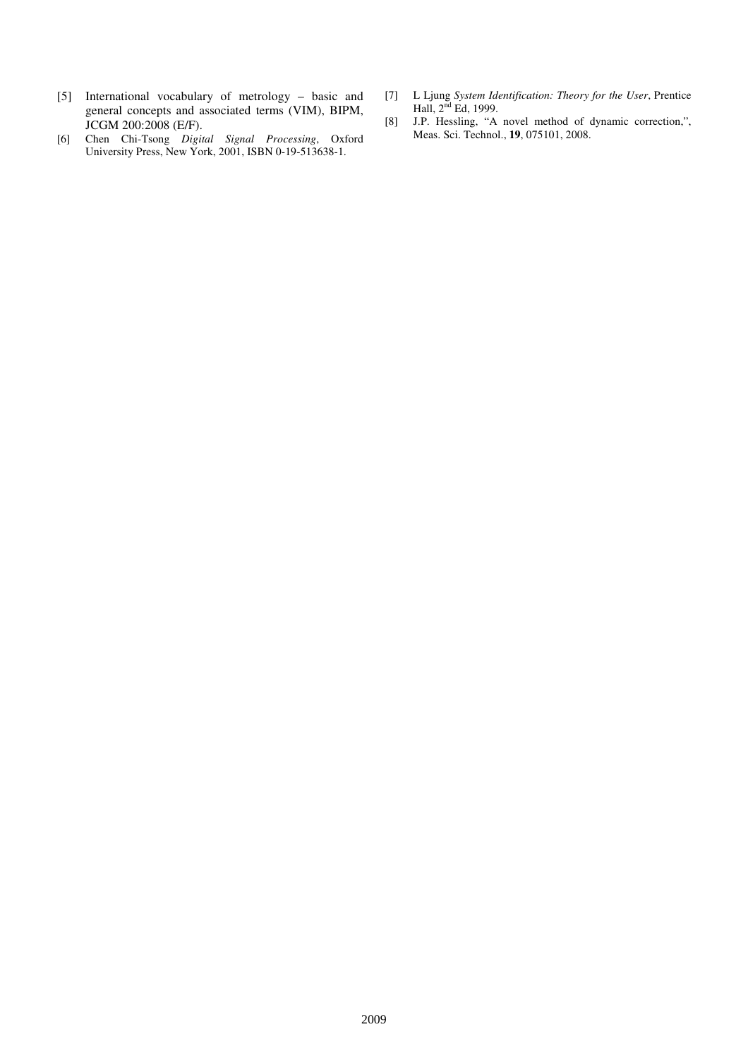[5] International vocabulary of metrology – basic and general concepts and associated terms (VIM), BIPM, JCGM 200:2008 (E/F).

[6] Chen Chi-Tsong *Digital Signal Processing*, Oxford University Press, New York, 2001, ISBN 0-19-513638-1.

[7] L Ljung *System Identification: Theory for the User*, Prentice Hall, 2nd Ed, 1999.

[8] J.P. Hessling, "A novel method of dynamic correction,", Meas. Sci. Technol., **19**, 075101, 2008.